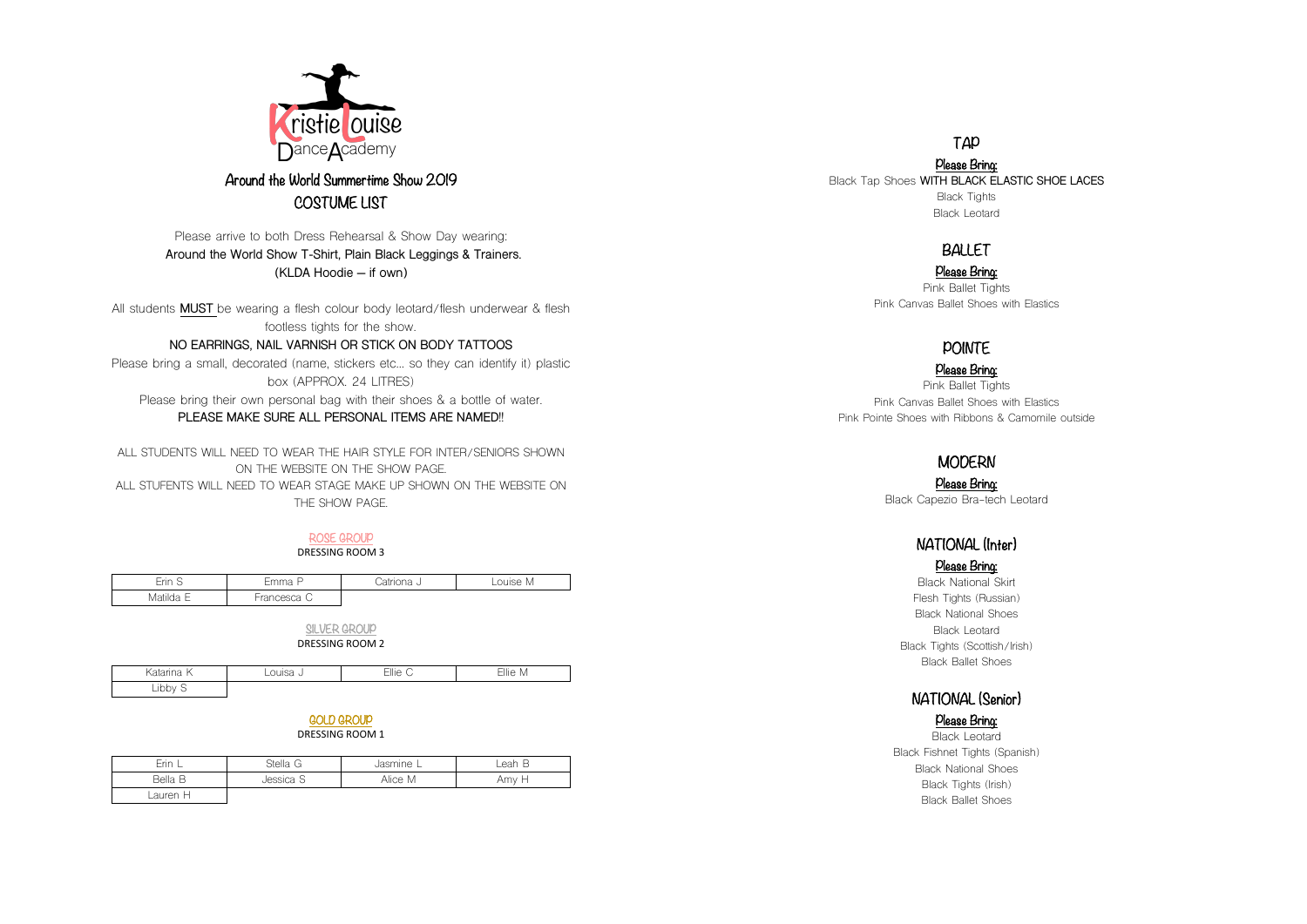Kristie Louise Dance Academy

## Around the World Summertime Show 2019

## COSTUME LIST

Please arrive to both Dress Rehearsal & Show Day wearing:
**Around the World Show T-Shirt, Plain Black Leggings & Trainers.**
**(KLDA Hoodie – if own)**

All students **MUST** be wearing a flesh colour body leotard/flesh underwear & flesh footless tights for the show.

**NO EARRINGS, NAIL VARNISH OR STICK ON BODY TATTOOS**

Please bring a small, decorated (name, stickers etc… so they can identify it) plastic box (APPROX. 24 LITRES)

Please bring their own personal bag with their shoes & a bottle of water.

**PLEASE MAKE SURE ALL PERSONAL ITEMS ARE NAMED!!**

ALL STUDENTS WILL NEED TO WEAR THE HAIR STYLE FOR INTER/SENIORS SHOWN ON THE WEBSITE ON THE SHOW PAGE.

ALL STUFENTS WILL NEED TO WEAR STAGE MAKE UP SHOWN ON THE WEBSITE ON THE SHOW PAGE.

### ROSE GROUP

DRESSING ROOM 3

| Erin S | Emma P | Catriona J | Louise M |
|---|---|---|---|
| Matilda E | Francesca C | | |

### SILVER GROUP

DRESSING ROOM 2

| Katarina K | Louisa J | Ellie C | Ellie M |
|---|---|---|---|
| Libby S | | | |

### GOLD GROUP

DRESSING ROOM 1

| Erin L | Stella G | Jasmine L | Leah B |
|---|---|---|---|
| Bella B | Jessica S | Alice M | Amy H |
| Lauren H | | | |

### TAP

**Please Bring:**

Black Tap Shoes **WITH BLACK ELASTIC SHOE LACES**
Black Tights
Black Leotard

### BALLET

**Please Bring:**

Pink Ballet Tights
Pink Canvas Ballet Shoes with Elastics

### POINTE

**Please Bring:**

Pink Ballet Tights
Pink Canvas Ballet Shoes with Elastics
Pink Pointe Shoes with Ribbons & Camomile outside

### MODERN

**Please Bring:**

Black Capezio Bra-tech Leotard

### NATIONAL (Inter)

**Please Bring:**

Black National Skirt
Flesh Tights (Russian)
Black National Shoes
Black Leotard
Black Tights (Scottish/Irish)
Black Ballet Shoes

### NATIONAL (Senior)

**Please Bring:**

Black Leotard
Black Fishnet Tights (Spanish)
Black National Shoes
Black Tights (Irish)
Black Ballet Shoes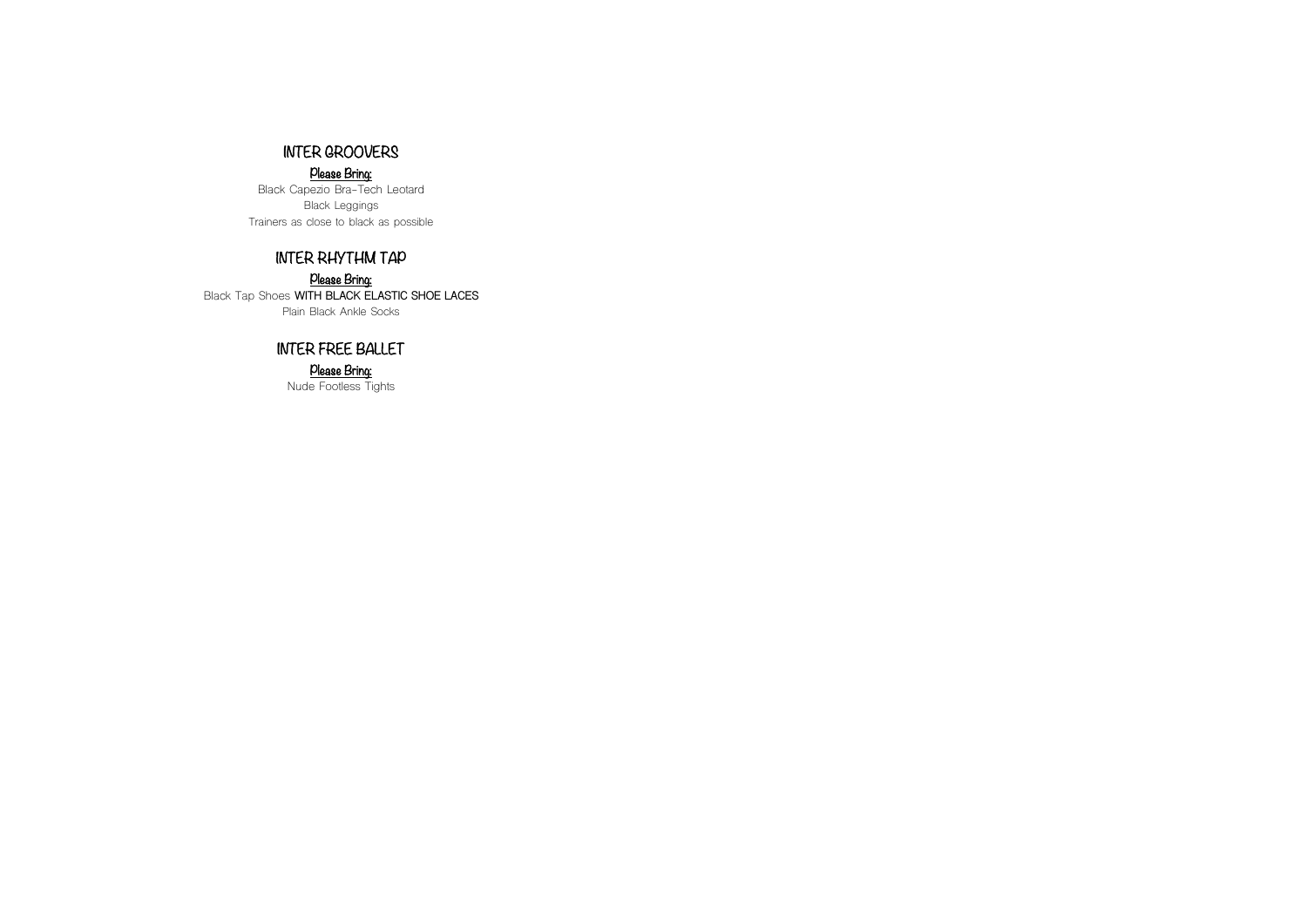## INTER GROOVERS

**Please Bring:**

Black Capezio Bra-Tech Leotard
Black Leggings
Trainers as close to black as possible

## INTER RHYTHM TAP

**Please Bring:**

Black Tap Shoes **WITH BLACK ELASTIC SHOE LACES**
Plain Black Ankle Socks

## INTER FREE BALLET

**Please Bring:**

Nude Footless Tights